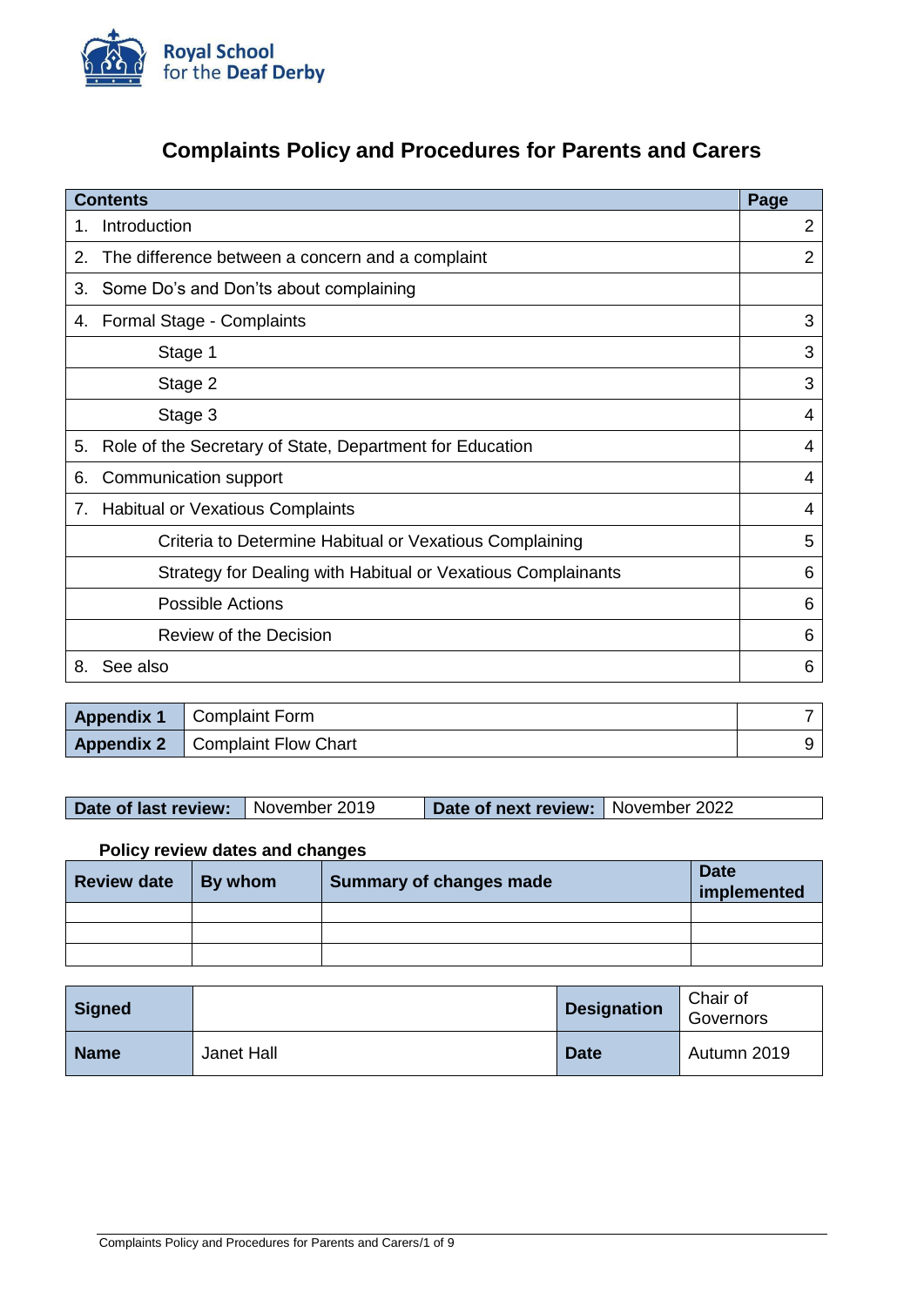Royal School for the Deaf Derby

# Complaints Policy and Procedures for Parents and Carers

| Contents | Page |
|---|---|
| 1. Introduction | 2 |
| 2. The difference between a concern and a complaint | 2 |
| 3. Some Do's and Don'ts about complaining | |
| 4. Formal Stage - Complaints | 3 |
| Stage 1 | 3 |
| Stage 2 | 3 |
| Stage 3 | 4 |
| 5. Role of the Secretary of State, Department for Education | 4 |
| 6. Communication support | 4 |
| 7. Habitual or Vexatious Complaints | 4 |
| Criteria to Determine Habitual or Vexatious Complaining | 5 |
| Strategy for Dealing with Habitual or Vexatious Complainants | 6 |
| Possible Actions | 6 |
| Review of the Decision | 6 |
| 8. See also | 6 |

| | | |
|---|---|---|
| **Appendix 1** | Complaint Form | 7 |
| **Appendix 2** | Complaint Flow Chart | 9 |

| **Date of last review:** | November 2019 | **Date of next review:** | November 2022 |
|---|---|---|---|

**Policy review dates and changes**

| Review date | By whom | Summary of changes made | Date implemented |
|---|---|---|---|
| | | | |
| | | | |
| | | | |

| | | | |
|---|---|---|---|
| **Signed** | | **Designation** | Chair of Governors |
| **Name** | Janet Hall | **Date** | Autumn 2019 |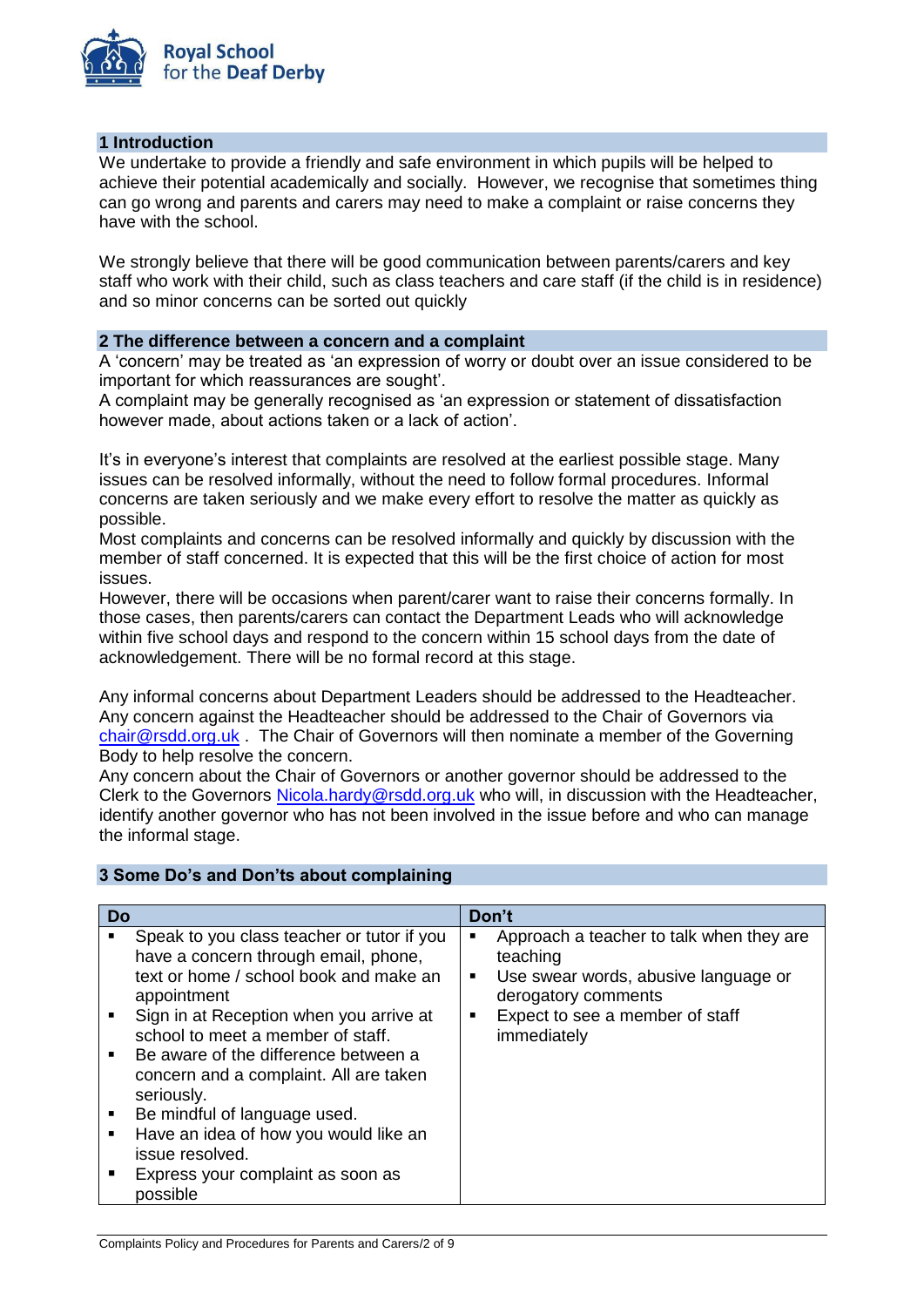## 1 Introduction

We undertake to provide a friendly and safe environment in which pupils will be helped to achieve their potential academically and socially. However, we recognise that sometimes thing can go wrong and parents and carers may need to make a complaint or raise concerns they have with the school.

We strongly believe that there will be good communication between parents/carers and key staff who work with their child, such as class teachers and care staff (if the child is in residence) and so minor concerns can be sorted out quickly

## 2 The difference between a concern and a complaint

A 'concern' may be treated as 'an expression of worry or doubt over an issue considered to be important for which reassurances are sought'.

A complaint may be generally recognised as 'an expression or statement of dissatisfaction however made, about actions taken or a lack of action'.

It's in everyone's interest that complaints are resolved at the earliest possible stage. Many issues can be resolved informally, without the need to follow formal procedures. Informal concerns are taken seriously and we make every effort to resolve the matter as quickly as possible.

Most complaints and concerns can be resolved informally and quickly by discussion with the member of staff concerned. It is expected that this will be the first choice of action for most issues.

However, there will be occasions when parent/carer want to raise their concerns formally. In those cases, then parents/carers can contact the Department Leads who will acknowledge within five school days and respond to the concern within 15 school days from the date of acknowledgement. There will be no formal record at this stage.

Any informal concerns about Department Leaders should be addressed to the Headteacher. Any concern against the Headteacher should be addressed to the Chair of Governors via chair@rsdd.org.uk . The Chair of Governors will then nominate a member of the Governing Body to help resolve the concern.

Any concern about the Chair of Governors or another governor should be addressed to the Clerk to the Governors Nicola.hardy@rsdd.org.uk who will, in discussion with the Headteacher, identify another governor who has not been involved in the issue before and who can manage the informal stage.

## 3 Some Do's and Don'ts about complaining

| Do | Don't |
|---|---|
| ▪ Speak to you class teacher or tutor if you have a concern through email, phone, text or home / school book and make an appointment<br>▪ Sign in at Reception when you arrive at school to meet a member of staff.<br>▪ Be aware of the difference between a concern and a complaint. All are taken seriously.<br>▪ Be mindful of language used.<br>▪ Have an idea of how you would like an issue resolved.<br>▪ Express your complaint as soon as possible | ▪ Approach a teacher to talk when they are teaching<br>▪ Use swear words, abusive language or derogatory comments<br>▪ Expect to see a member of staff immediately |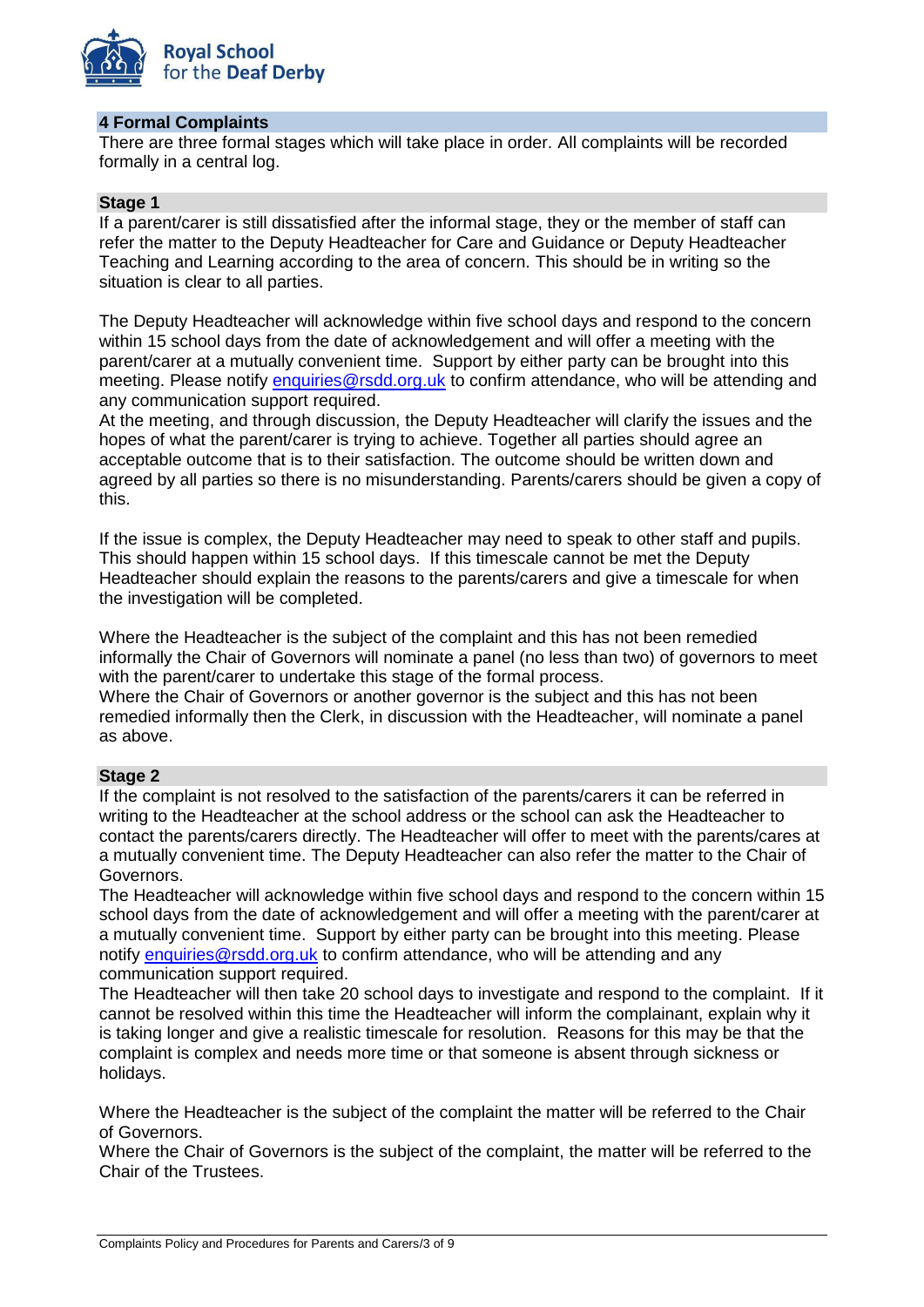## 4 Formal Complaints

There are three formal stages which will take place in order. All complaints will be recorded formally in a central log.

### Stage 1

If a parent/carer is still dissatisfied after the informal stage, they or the member of staff can refer the matter to the Deputy Headteacher for Care and Guidance or Deputy Headteacher Teaching and Learning according to the area of concern. This should be in writing so the situation is clear to all parties.

The Deputy Headteacher will acknowledge within five school days and respond to the concern within 15 school days from the date of acknowledgement and will offer a meeting with the parent/carer at a mutually convenient time. Support by either party can be brought into this meeting. Please notify enquiries@rsdd.org.uk to confirm attendance, who will be attending and any communication support required.

At the meeting, and through discussion, the Deputy Headteacher will clarify the issues and the hopes of what the parent/carer is trying to achieve. Together all parties should agree an acceptable outcome that is to their satisfaction. The outcome should be written down and agreed by all parties so there is no misunderstanding. Parents/carers should be given a copy of this.

If the issue is complex, the Deputy Headteacher may need to speak to other staff and pupils. This should happen within 15 school days. If this timescale cannot be met the Deputy Headteacher should explain the reasons to the parents/carers and give a timescale for when the investigation will be completed.

Where the Headteacher is the subject of the complaint and this has not been remedied informally the Chair of Governors will nominate a panel (no less than two) of governors to meet with the parent/carer to undertake this stage of the formal process.

Where the Chair of Governors or another governor is the subject and this has not been remedied informally then the Clerk, in discussion with the Headteacher, will nominate a panel as above.

### Stage 2

If the complaint is not resolved to the satisfaction of the parents/carers it can be referred in writing to the Headteacher at the school address or the school can ask the Headteacher to contact the parents/carers directly. The Headteacher will offer to meet with the parents/cares at a mutually convenient time. The Deputy Headteacher can also refer the matter to the Chair of Governors.

The Headteacher will acknowledge within five school days and respond to the concern within 15 school days from the date of acknowledgement and will offer a meeting with the parent/carer at a mutually convenient time. Support by either party can be brought into this meeting. Please notify enquiries@rsdd.org.uk to confirm attendance, who will be attending and any communication support required.

The Headteacher will then take 20 school days to investigate and respond to the complaint. If it cannot be resolved within this time the Headteacher will inform the complainant, explain why it is taking longer and give a realistic timescale for resolution. Reasons for this may be that the complaint is complex and needs more time or that someone is absent through sickness or holidays.

Where the Headteacher is the subject of the complaint the matter will be referred to the Chair of Governors.

Where the Chair of Governors is the subject of the complaint, the matter will be referred to the Chair of the Trustees.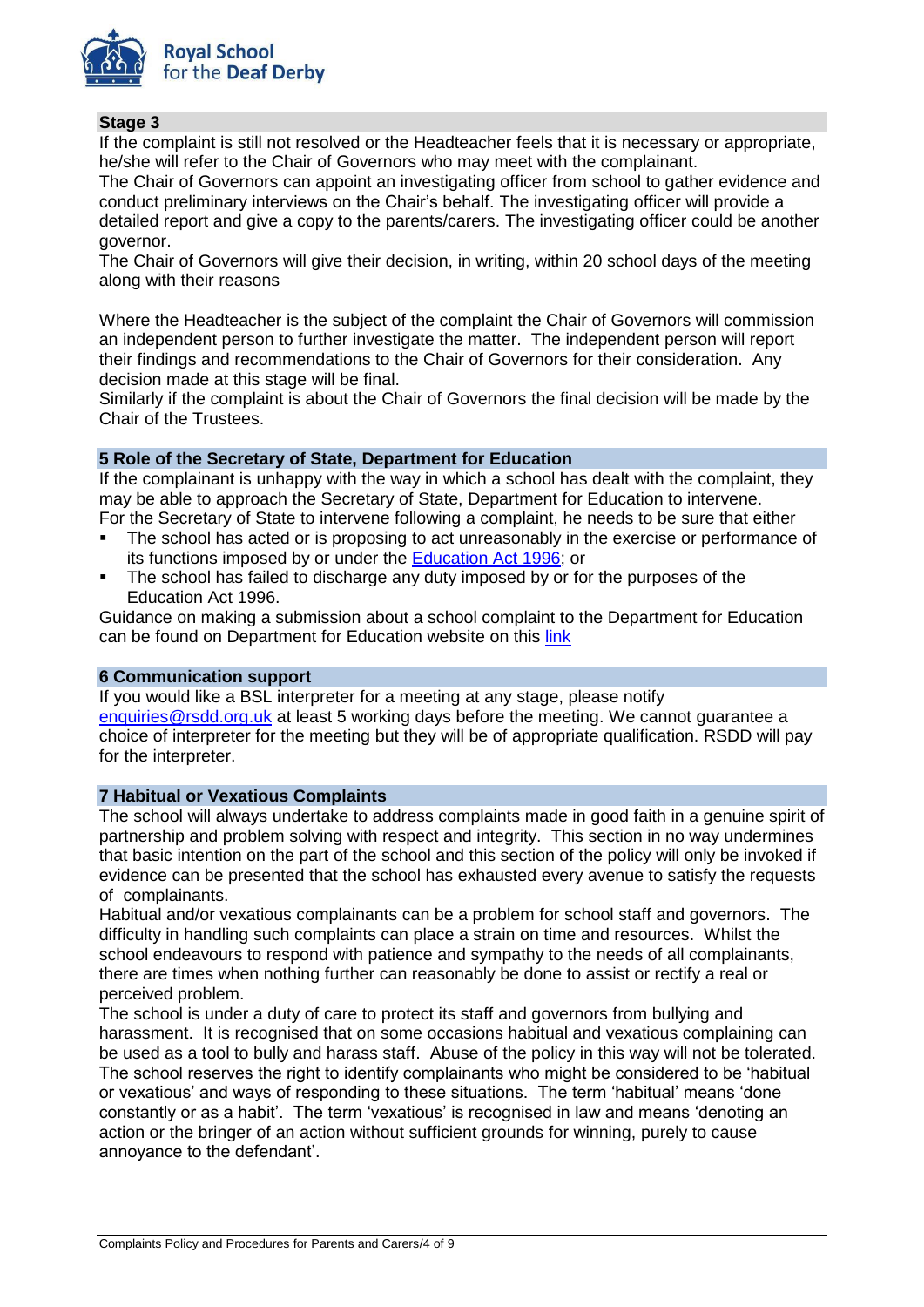### Stage 3

If the complaint is still not resolved or the Headteacher feels that it is necessary or appropriate, he/she will refer to the Chair of Governors who may meet with the complainant.

The Chair of Governors can appoint an investigating officer from school to gather evidence and conduct preliminary interviews on the Chair's behalf. The investigating officer will provide a detailed report and give a copy to the parents/carers. The investigating officer could be another governor.

The Chair of Governors will give their decision, in writing, within 20 school days of the meeting along with their reasons

Where the Headteacher is the subject of the complaint the Chair of Governors will commission an independent person to further investigate the matter. The independent person will report their findings and recommendations to the Chair of Governors for their consideration. Any decision made at this stage will be final.

Similarly if the complaint is about the Chair of Governors the final decision will be made by the Chair of the Trustees.

## 5 Role of the Secretary of State, Department for Education

If the complainant is unhappy with the way in which a school has dealt with the complaint, they may be able to approach the Secretary of State, Department for Education to intervene.

For the Secretary of State to intervene following a complaint, he needs to be sure that either

- The school has acted or is proposing to act unreasonably in the exercise or performance of its functions imposed by or under the Education Act 1996; or
- The school has failed to discharge any duty imposed by or for the purposes of the Education Act 1996.

Guidance on making a submission about a school complaint to the Department for Education can be found on Department for Education website on this link

## 6 Communication support

If you would like a BSL interpreter for a meeting at any stage, please notify enquiries@rsdd.org.uk at least 5 working days before the meeting. We cannot guarantee a choice of interpreter for the meeting but they will be of appropriate qualification. RSDD will pay for the interpreter.

## 7 Habitual or Vexatious Complaints

The school will always undertake to address complaints made in good faith in a genuine spirit of partnership and problem solving with respect and integrity. This section in no way undermines that basic intention on the part of the school and this section of the policy will only be invoked if evidence can be presented that the school has exhausted every avenue to satisfy the requests of complainants.

Habitual and/or vexatious complainants can be a problem for school staff and governors. The difficulty in handling such complaints can place a strain on time and resources. Whilst the school endeavours to respond with patience and sympathy to the needs of all complainants, there are times when nothing further can reasonably be done to assist or rectify a real or perceived problem.

The school is under a duty of care to protect its staff and governors from bullying and harassment. It is recognised that on some occasions habitual and vexatious complaining can be used as a tool to bully and harass staff. Abuse of the policy in this way will not be tolerated. The school reserves the right to identify complainants who might be considered to be 'habitual or vexatious' and ways of responding to these situations. The term 'habitual' means 'done constantly or as a habit'. The term 'vexatious' is recognised in law and means 'denoting an action or the bringer of an action without sufficient grounds for winning, purely to cause annoyance to the defendant'.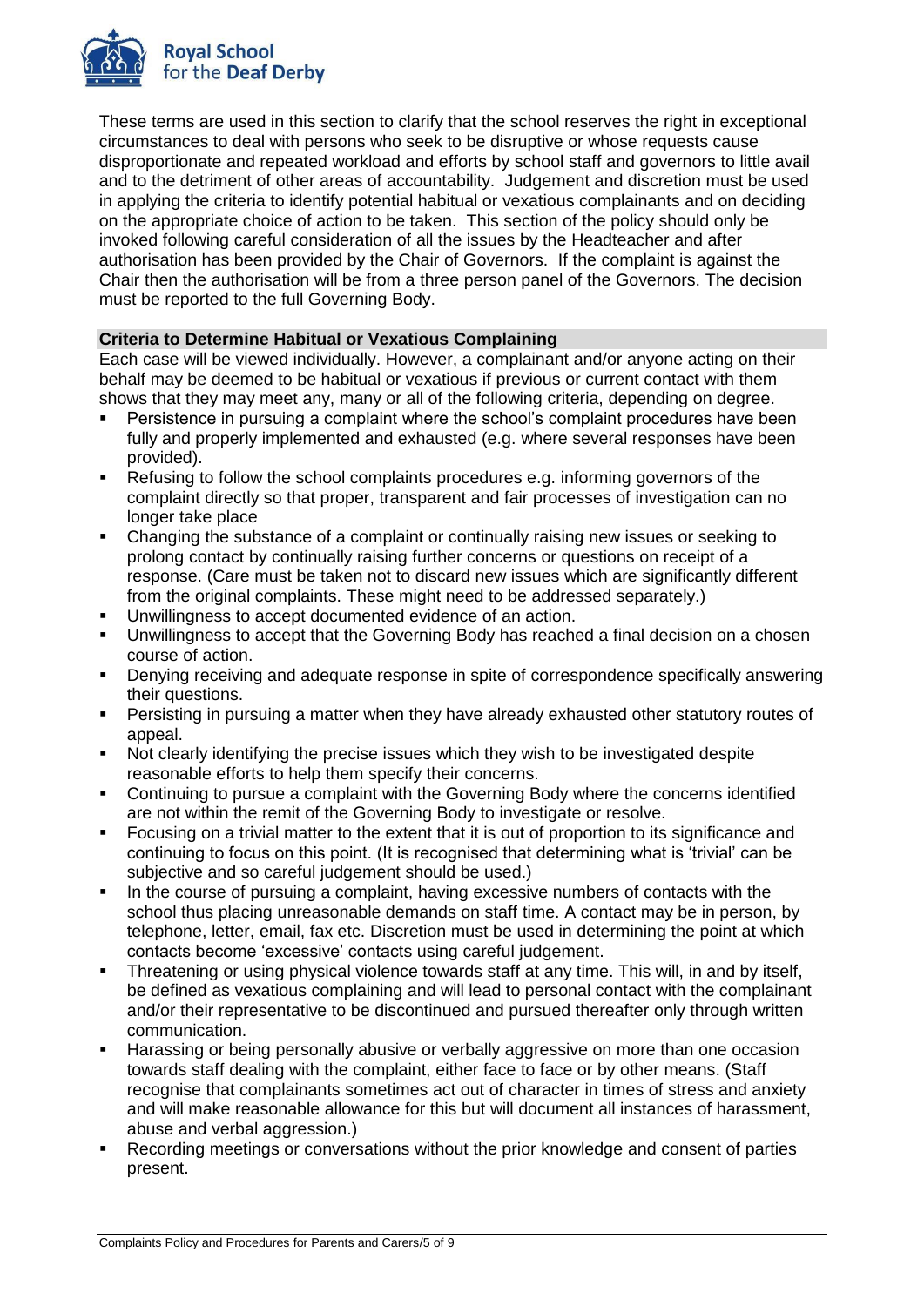These terms are used in this section to clarify that the school reserves the right in exceptional circumstances to deal with persons who seek to be disruptive or whose requests cause disproportionate and repeated workload and efforts by school staff and governors to little avail and to the detriment of other areas of accountability. Judgement and discretion must be used in applying the criteria to identify potential habitual or vexatious complainants and on deciding on the appropriate choice of action to be taken. This section of the policy should only be invoked following careful consideration of all the issues by the Headteacher and after authorisation has been provided by the Chair of Governors. If the complaint is against the Chair then the authorisation will be from a three person panel of the Governors. The decision must be reported to the full Governing Body.

**Criteria to Determine Habitual or Vexatious Complaining**

Each case will be viewed individually. However, a complainant and/or anyone acting on their behalf may be deemed to be habitual or vexatious if previous or current contact with them shows that they may meet any, many or all of the following criteria, depending on degree.

- Persistence in pursuing a complaint where the school's complaint procedures have been fully and properly implemented and exhausted (e.g. where several responses have been provided).
- Refusing to follow the school complaints procedures e.g. informing governors of the complaint directly so that proper, transparent and fair processes of investigation can no longer take place
- Changing the substance of a complaint or continually raising new issues or seeking to prolong contact by continually raising further concerns or questions on receipt of a response. (Care must be taken not to discard new issues which are significantly different from the original complaints. These might need to be addressed separately.)
- Unwillingness to accept documented evidence of an action.
- Unwillingness to accept that the Governing Body has reached a final decision on a chosen course of action.
- Denying receiving and adequate response in spite of correspondence specifically answering their questions.
- Persisting in pursuing a matter when they have already exhausted other statutory routes of appeal.
- Not clearly identifying the precise issues which they wish to be investigated despite reasonable efforts to help them specify their concerns.
- Continuing to pursue a complaint with the Governing Body where the concerns identified are not within the remit of the Governing Body to investigate or resolve.
- Focusing on a trivial matter to the extent that it is out of proportion to its significance and continuing to focus on this point. (It is recognised that determining what is 'trivial' can be subjective and so careful judgement should be used.)
- In the course of pursuing a complaint, having excessive numbers of contacts with the school thus placing unreasonable demands on staff time. A contact may be in person, by telephone, letter, email, fax etc. Discretion must be used in determining the point at which contacts become 'excessive' contacts using careful judgement.
- Threatening or using physical violence towards staff at any time. This will, in and by itself, be defined as vexatious complaining and will lead to personal contact with the complainant and/or their representative to be discontinued and pursued thereafter only through written communication.
- Harassing or being personally abusive or verbally aggressive on more than one occasion towards staff dealing with the complaint, either face to face or by other means. (Staff recognise that complainants sometimes act out of character in times of stress and anxiety and will make reasonable allowance for this but will document all instances of harassment, abuse and verbal aggression.)
- Recording meetings or conversations without the prior knowledge and consent of parties present.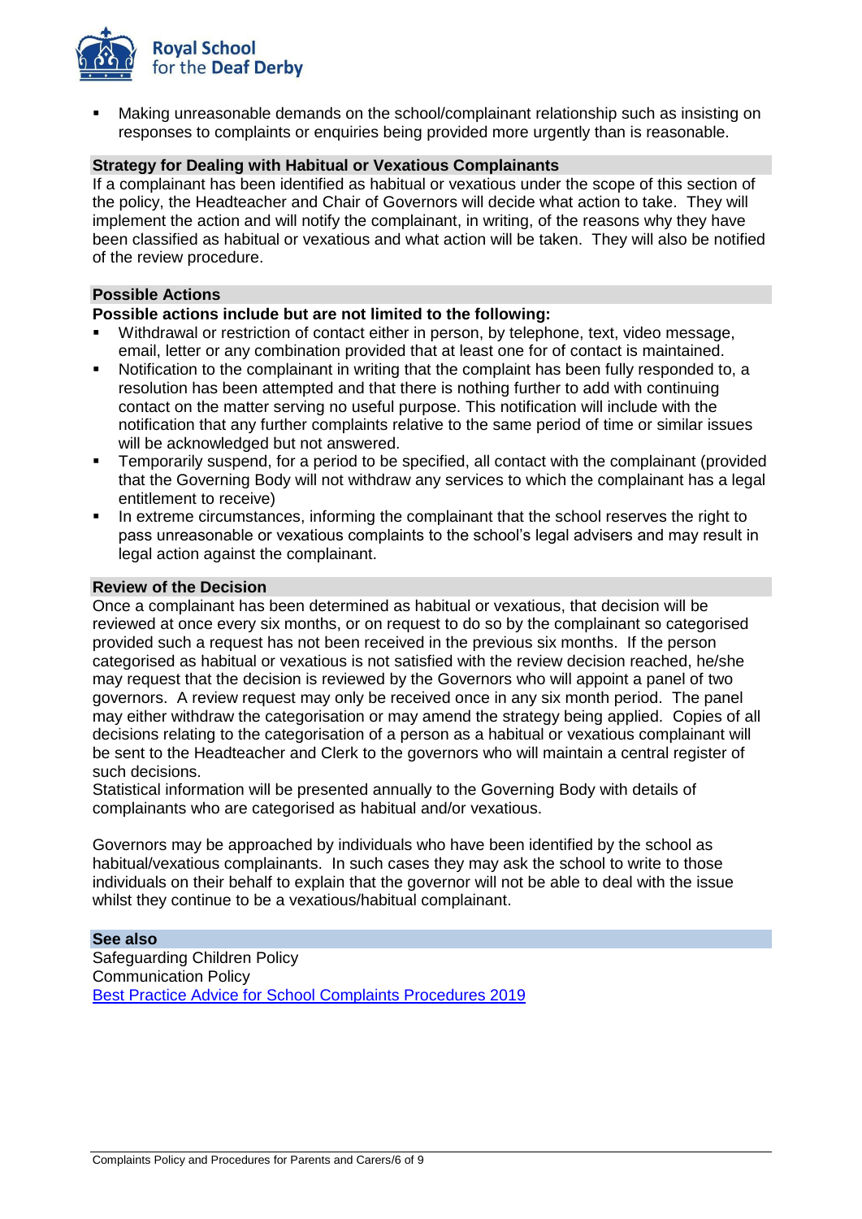- Making unreasonable demands on the school/complainant relationship such as insisting on responses to complaints or enquiries being provided more urgently than is reasonable.

### Strategy for Dealing with Habitual or Vexatious Complainants

If a complainant has been identified as habitual or vexatious under the scope of this section of the policy, the Headteacher and Chair of Governors will decide what action to take. They will implement the action and will notify the complainant, in writing, of the reasons why they have been classified as habitual or vexatious and what action will be taken. They will also be notified of the review procedure.

### Possible Actions

**Possible actions include but are not limited to the following:**

- Withdrawal or restriction of contact either in person, by telephone, text, video message, email, letter or any combination provided that at least one for of contact is maintained.
- Notification to the complainant in writing that the complaint has been fully responded to, a resolution has been attempted and that there is nothing further to add with continuing contact on the matter serving no useful purpose. This notification will include with the notification that any further complaints relative to the same period of time or similar issues will be acknowledged but not answered.
- Temporarily suspend, for a period to be specified, all contact with the complainant (provided that the Governing Body will not withdraw any services to which the complainant has a legal entitlement to receive)
- In extreme circumstances, informing the complainant that the school reserves the right to pass unreasonable or vexatious complaints to the school's legal advisers and may result in legal action against the complainant.

### Review of the Decision

Once a complainant has been determined as habitual or vexatious, that decision will be reviewed at once every six months, or on request to do so by the complainant so categorised provided such a request has not been received in the previous six months. If the person categorised as habitual or vexatious is not satisfied with the review decision reached, he/she may request that the decision is reviewed by the Governors who will appoint a panel of two governors. A review request may only be received once in any six month period. The panel may either withdraw the categorisation or may amend the strategy being applied. Copies of all decisions relating to the categorisation of a person as a habitual or vexatious complainant will be sent to the Headteacher and Clerk to the governors who will maintain a central register of such decisions.

Statistical information will be presented annually to the Governing Body with details of complainants who are categorised as habitual and/or vexatious.

Governors may be approached by individuals who have been identified by the school as habitual/vexatious complainants. In such cases they may ask the school to write to those individuals on their behalf to explain that the governor will not be able to deal with the issue whilst they continue to be a vexatious/habitual complainant.

### See also

Safeguarding Children Policy
Communication Policy
Best Practice Advice for School Complaints Procedures 2019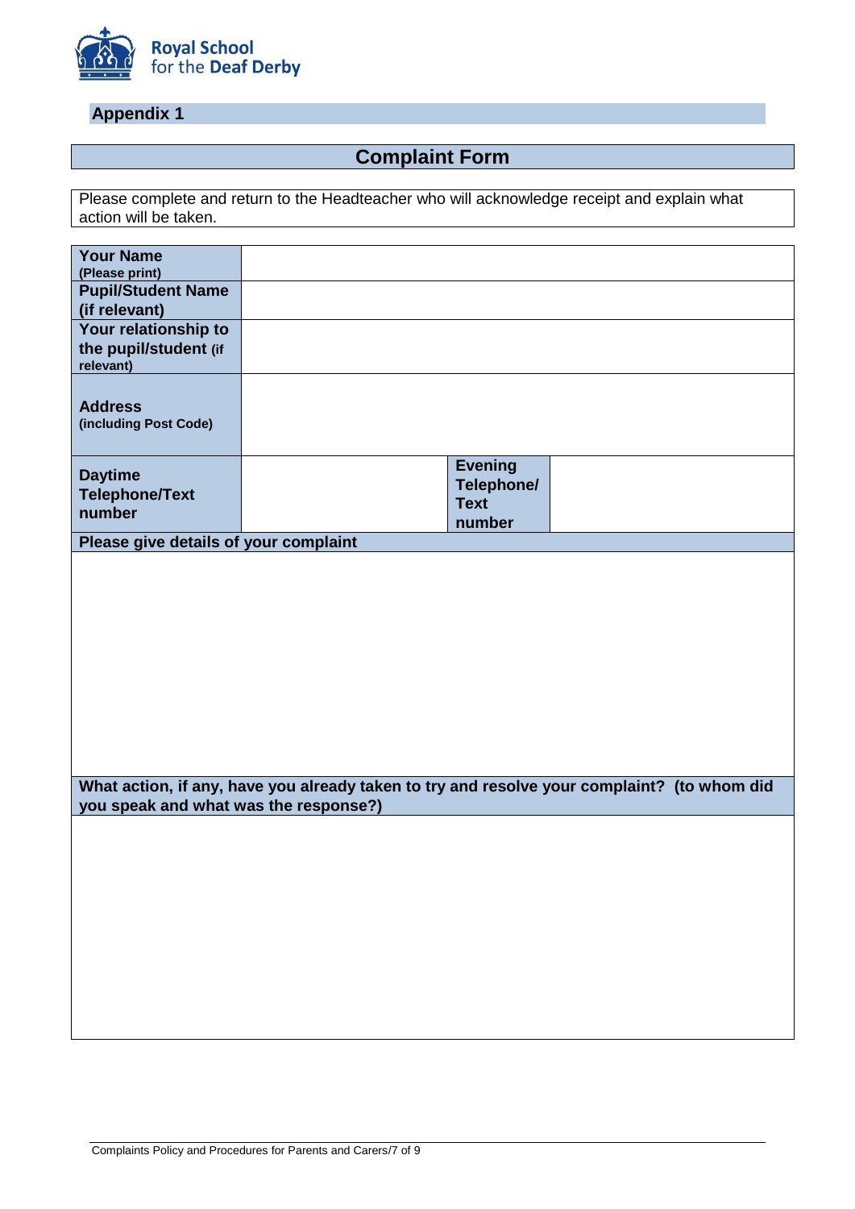Royal School for the Deaf Derby

## Appendix 1

# Complaint Form

Please complete and return to the Headteacher who will acknowledge receipt and explain what action will be taken.

| | | | |
|---|---|---|---|
| **Your Name** (Please print) | | | |
| **Pupil/Student Name (if relevant)** | | | |
| **Your relationship to the pupil/student** (if relevant) | | | |
| **Address** (including Post Code) | | | |
| **Daytime Telephone/Text number** | | **Evening Telephone/ Text number** | |

**Please give details of your complaint**

&nbsp;

**What action, if any, have you already taken to try and resolve your complaint? (to whom did you speak and what was the response?)**

&nbsp;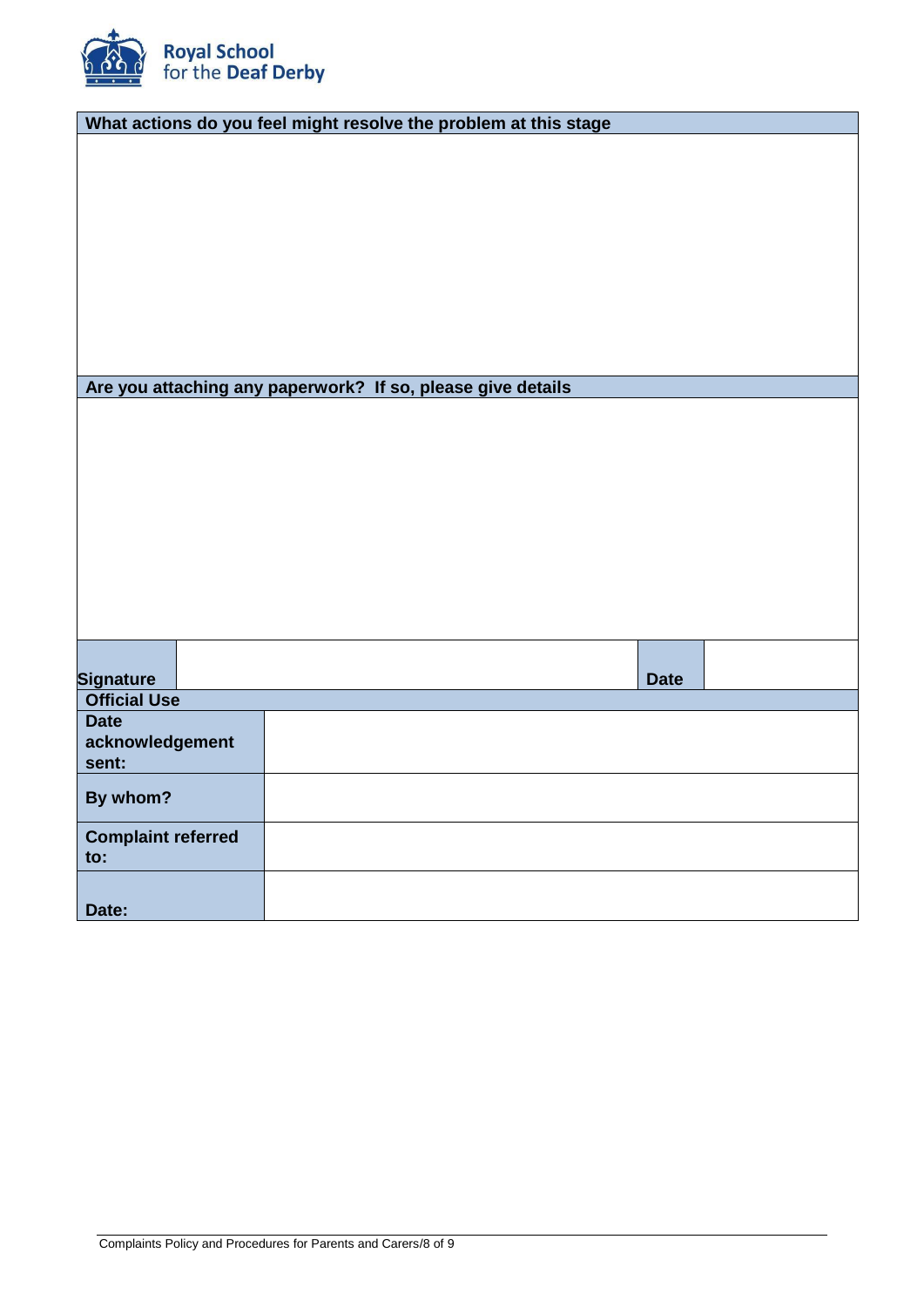| What actions do you feel might resolve the problem at this stage |
| --- |
| |

| Are you attaching any paperwork? If so, please give details |
| --- |
| |

| Signature | | Date | |
| --- | --- | --- | --- |

| Official Use | |
| --- | --- |
| Date acknowledgement sent: | |
| By whom? | |
| Complaint referred to: | |
| Date: | |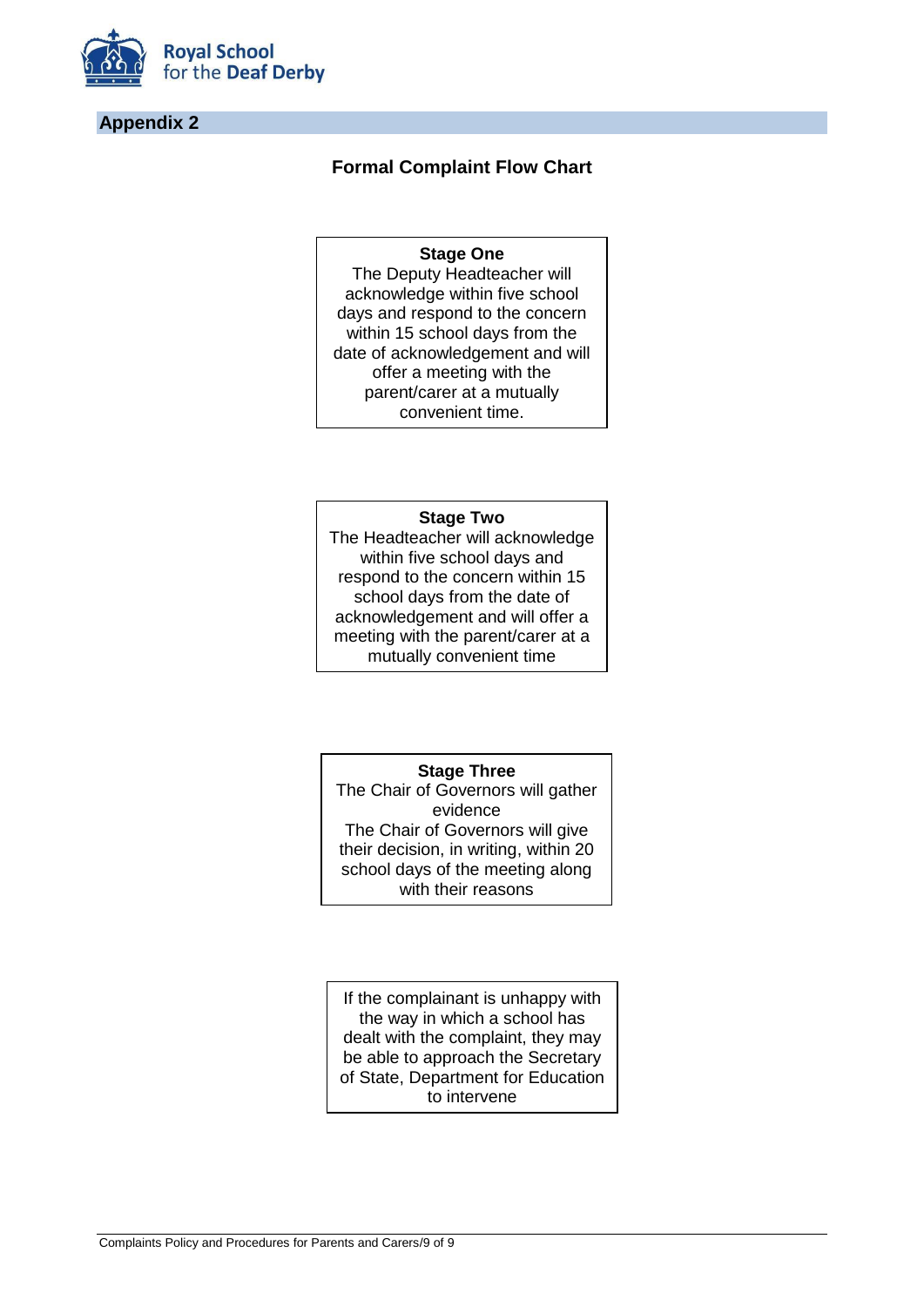## Appendix 2

### Formal Complaint Flow Chart

**Stage One**
The Deputy Headteacher will acknowledge within five school days and respond to the concern within 15 school days from the date of acknowledgement and will offer a meeting with the parent/carer at a mutually convenient time.

**Stage Two**
The Headteacher will acknowledge within five school days and respond to the concern within 15 school days from the date of acknowledgement and will offer a meeting with the parent/carer at a mutually convenient time

**Stage Three**
The Chair of Governors will gather evidence
The Chair of Governors will give their decision, in writing, within 20 school days of the meeting along with their reasons

If the complainant is unhappy with the way in which a school has dealt with the complaint, they may be able to approach the Secretary of State, Department for Education to intervene